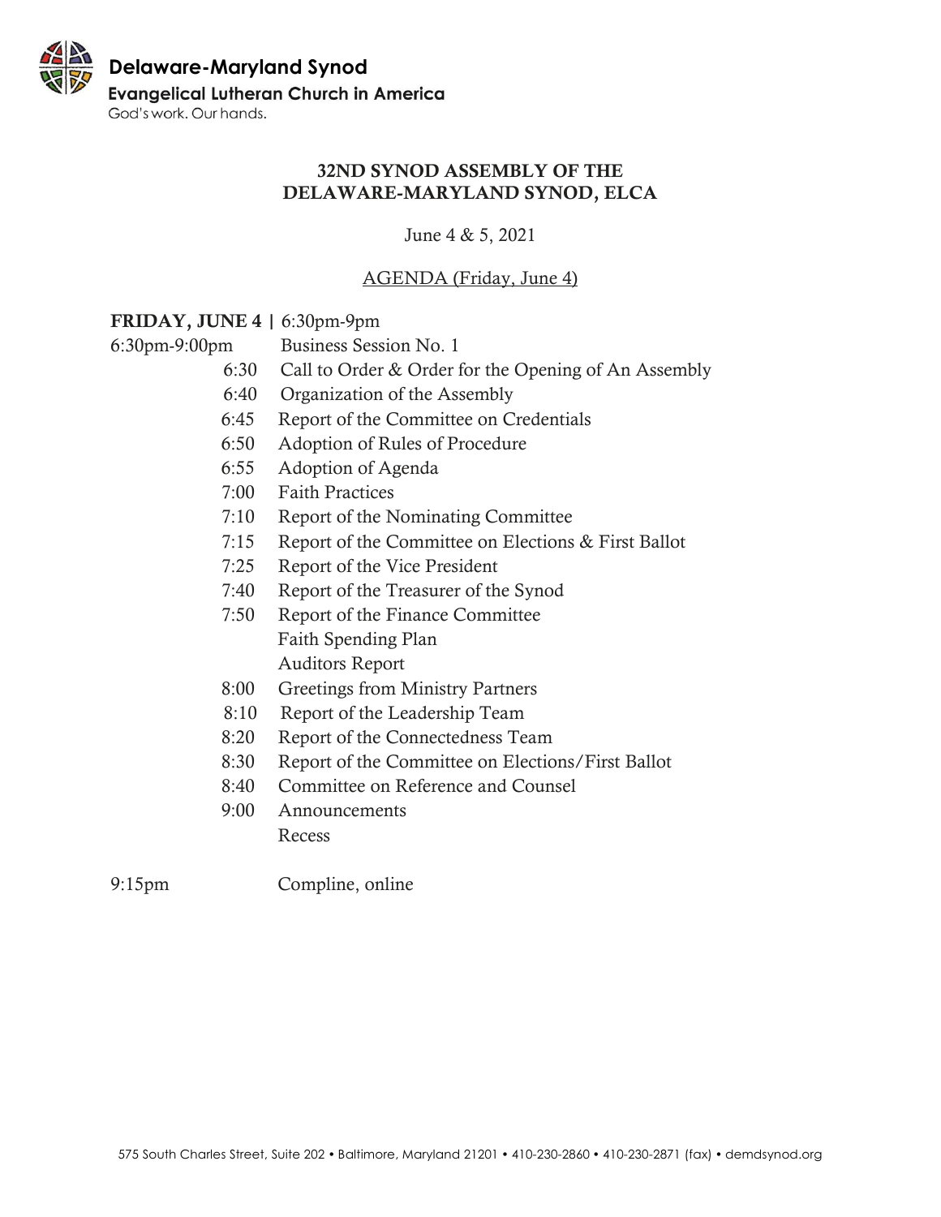**Delaware-Maryland Synod**

**Evangelical Lutheran Church in America**

God's work. Our hands.

# 32ND SYNOD ASSEMBLY OF THE DELAWARE-MARYLAND SYNOD, ELCA

June 4 & 5, 2021

AGENDA (Friday, June 4)

**FRIDAY, JUNE 4 |** 6:30pm-9pm

6:30pm-9:00pm Business Session No. 1

- 6:30 Call to Order & Order for the Opening of An Assembly
- 6:40 Organization of the Assembly
- 6:45 Report of the Committee on Credentials
- 6:50 Adoption of Rules of Procedure
- 6:55 Adoption of Agenda
- 7:00 Faith Practices
- 7:10 Report of the Nominating Committee
- 7:15 Report of the Committee on Elections & First Ballot
- 7:25 Report of the Vice President
- 7:40 Report of the Treasurer of the Synod
- 7:50 Report of the Finance Committee
  - Faith Spending Plan
  - Auditors Report
- 8:00 Greetings from Ministry Partners
- 8:10 Report of the Leadership Team
- 8:20 Report of the Connectedness Team
- 8:30 Report of the Committee on Elections/First Ballot
- 8:40 Committee on Reference and Counsel
- 9:00 Announcements
  - Recess

9:15pm Compline, online

575 South Charles Street, Suite 202 • Baltimore, Maryland 21201 • 410-230-2860 • 410-230-2871 (fax) • demdsynod.org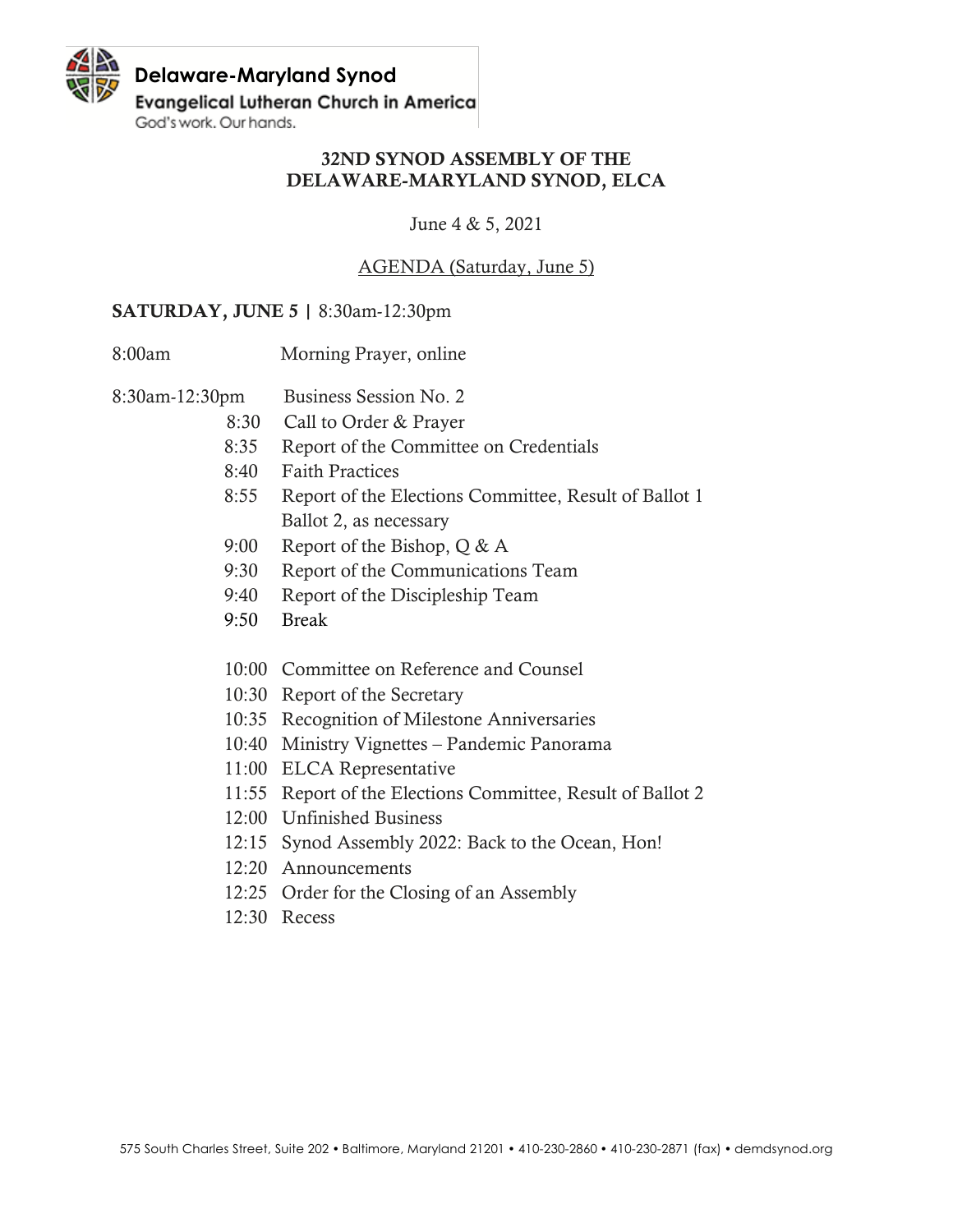**Delaware-Maryland Synod**
**Evangelical Lutheran Church in America**
God's work. Our hands.

## 32ND SYNOD ASSEMBLY OF THE DELAWARE-MARYLAND SYNOD, ELCA

June 4 & 5, 2021

AGENDA (Saturday, June 5)

**SATURDAY, JUNE 5 |** 8:30am-12:30pm

8:00am Morning Prayer, online

8:30am-12:30pm Business Session No. 2

- 8:30 Call to Order & Prayer
- 8:35 Report of the Committee on Credentials
- 8:40 Faith Practices
- 8:55 Report of the Elections Committee, Result of Ballot 1
  Ballot 2, as necessary
- 9:00 Report of the Bishop, Q & A
- 9:30 Report of the Communications Team
- 9:40 Report of the Discipleship Team
- 9:50 Break

- 10:00 Committee on Reference and Counsel
- 10:30 Report of the Secretary
- 10:35 Recognition of Milestone Anniversaries
- 10:40 Ministry Vignettes – Pandemic Panorama
- 11:00 ELCA Representative
- 11:55 Report of the Elections Committee, Result of Ballot 2
- 12:00 Unfinished Business
- 12:15 Synod Assembly 2022: Back to the Ocean, Hon!
- 12:20 Announcements
- 12:25 Order for the Closing of an Assembly
- 12:30 Recess

575 South Charles Street, Suite 202 • Baltimore, Maryland 21201 • 410-230-2860 • 410-230-2871 (fax) • demdsynod.org